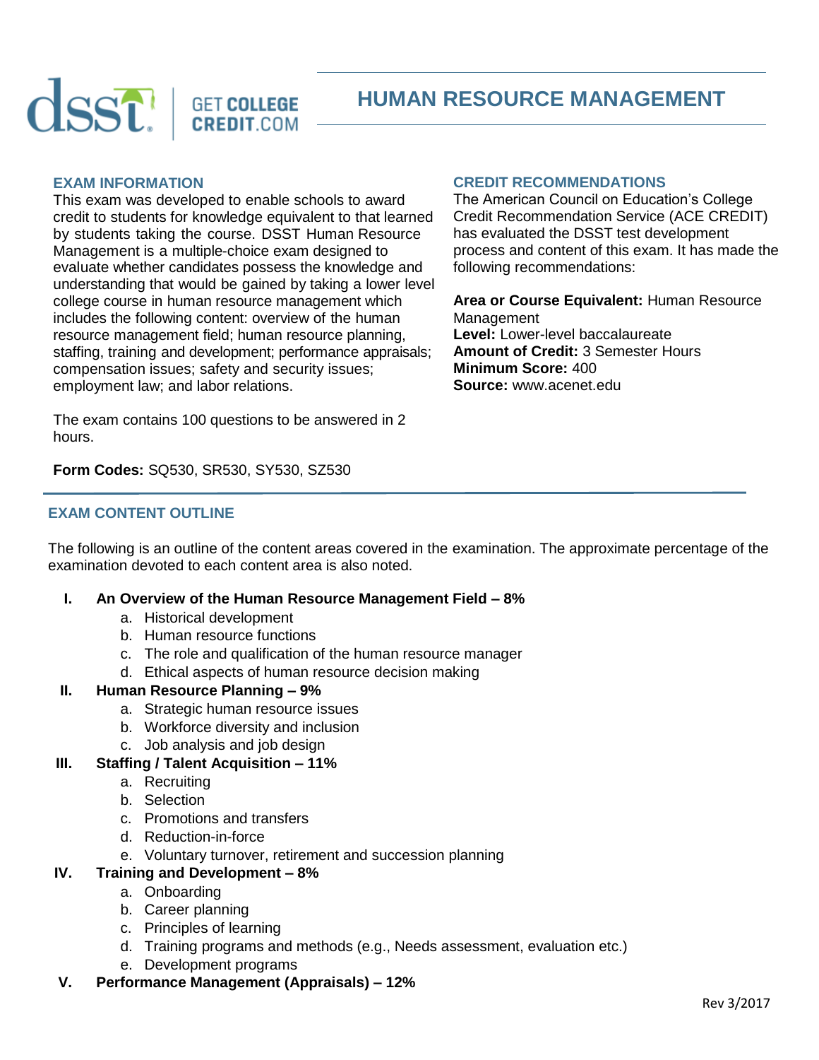dsst | GET COLLEGE CREDIT.COM

# HUMAN RESOURCE MANAGEMENT

## EXAM INFORMATION

This exam was developed to enable schools to award credit to students for knowledge equivalent to that learned by students taking the course. DSST Human Resource Management is a multiple-choice exam designed to evaluate whether candidates possess the knowledge and understanding that would be gained by taking a lower level college course in human resource management which includes the following content: overview of the human resource management field; human resource planning, staffing, training and development; performance appraisals; compensation issues; safety and security issues; employment law; and labor relations.

The exam contains 100 questions to be answered in 2 hours.

**Form Codes:** SQ530, SR530, SY530, SZ530

## CREDIT RECOMMENDATIONS

The American Council on Education's College Credit Recommendation Service (ACE CREDIT) has evaluated the DSST test development process and content of this exam. It has made the following recommendations:

**Area or Course Equivalent:** Human Resource Management
**Level:** Lower-level baccalaureate
**Amount of Credit:** 3 Semester Hours
**Minimum Score:** 400
**Source:** www.acenet.edu

## EXAM CONTENT OUTLINE

The following is an outline of the content areas covered in the examination. The approximate percentage of the examination devoted to each content area is also noted.

**I. An Overview of the Human Resource Management Field – 8%**
  a. Historical development
  b. Human resource functions
  c. The role and qualification of the human resource manager
  d. Ethical aspects of human resource decision making

**II. Human Resource Planning – 9%**
  a. Strategic human resource issues
  b. Workforce diversity and inclusion
  c. Job analysis and job design

**III. Staffing / Talent Acquisition – 11%**
  a. Recruiting
  b. Selection
  c. Promotions and transfers
  d. Reduction-in-force
  e. Voluntary turnover, retirement and succession planning

**IV. Training and Development – 8%**
  a. Onboarding
  b. Career planning
  c. Principles of learning
  d. Training programs and methods (e.g., Needs assessment, evaluation etc.)
  e. Development programs

**V. Performance Management (Appraisals) – 12%**

Rev 3/2017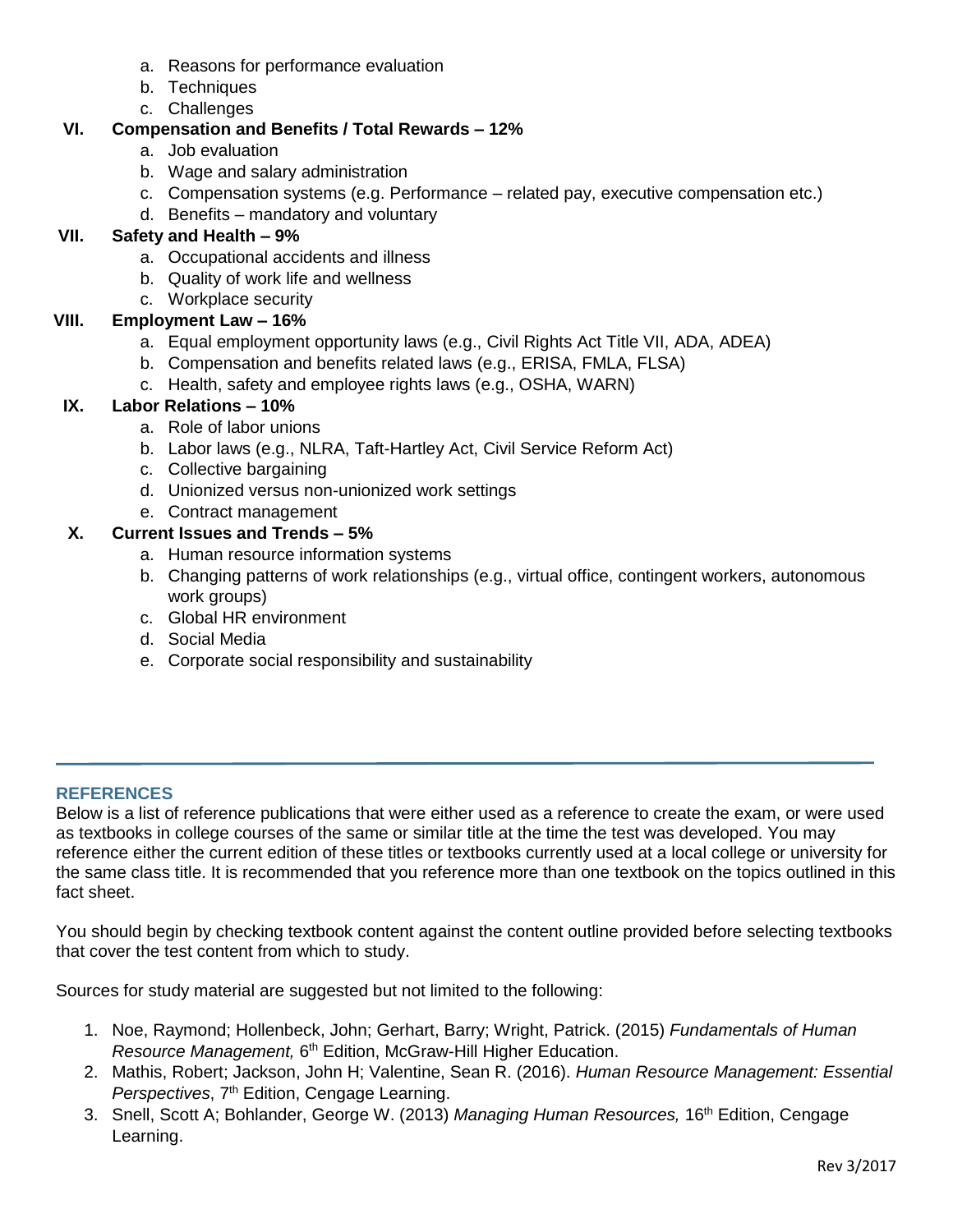a. Reasons for performance evaluation
   b. Techniques
   c. Challenges

**VI. Compensation and Benefits / Total Rewards – 12%**

   a. Job evaluation
   b. Wage and salary administration
   c. Compensation systems (e.g. Performance – related pay, executive compensation etc.)
   d. Benefits – mandatory and voluntary

**VII. Safety and Health – 9%**

   a. Occupational accidents and illness
   b. Quality of work life and wellness
   c. Workplace security

**VIII. Employment Law – 16%**

   a. Equal employment opportunity laws (e.g., Civil Rights Act Title VII, ADA, ADEA)
   b. Compensation and benefits related laws (e.g., ERISA, FMLA, FLSA)
   c. Health, safety and employee rights laws (e.g., OSHA, WARN)

**IX. Labor Relations – 10%**

   a. Role of labor unions
   b. Labor laws (e.g., NLRA, Taft-Hartley Act, Civil Service Reform Act)
   c. Collective bargaining
   d. Unionized versus non-unionized work settings
   e. Contract management

**X. Current Issues and Trends – 5%**

   a. Human resource information systems
   b. Changing patterns of work relationships (e.g., virtual office, contingent workers, autonomous work groups)
   c. Global HR environment
   d. Social Media
   e. Corporate social responsibility and sustainability

---

## REFERENCES

Below is a list of reference publications that were either used as a reference to create the exam, or were used as textbooks in college courses of the same or similar title at the time the test was developed. You may reference either the current edition of these titles or textbooks currently used at a local college or university for the same class title. It is recommended that you reference more than one textbook on the topics outlined in this fact sheet.

You should begin by checking textbook content against the content outline provided before selecting textbooks that cover the test content from which to study.

Sources for study material are suggested but not limited to the following:

1. Noe, Raymond; Hollenbeck, John; Gerhart, Barry; Wright, Patrick. (2015) *Fundamentals of Human Resource Management,* 6th Edition, McGraw-Hill Higher Education.
2. Mathis, Robert; Jackson, John H; Valentine, Sean R. (2016). *Human Resource Management: Essential Perspectives*, 7th Edition, Cengage Learning.
3. Snell, Scott A; Bohlander, George W. (2013) *Managing Human Resources,* 16th Edition, Cengage Learning.

Rev 3/2017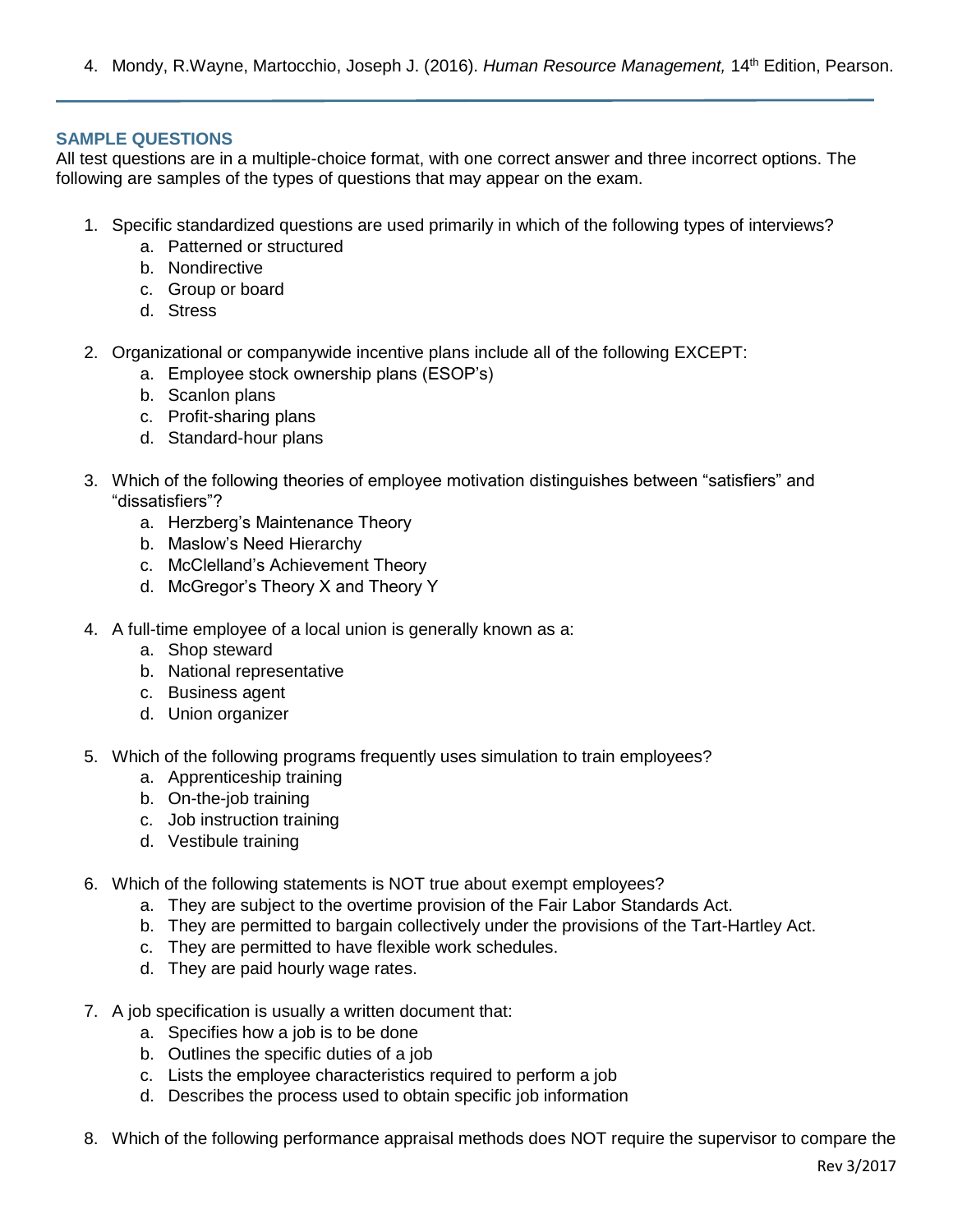4. Mondy, R.Wayne, Martocchio, Joseph J. (2016). *Human Resource Management,* 14th Edition, Pearson.

---

## SAMPLE QUESTIONS

All test questions are in a multiple-choice format, with one correct answer and three incorrect options. The following are samples of the types of questions that may appear on the exam.

1. Specific standardized questions are used primarily in which of the following types of interviews?
   a. Patterned or structured
   b. Nondirective
   c. Group or board
   d. Stress

2. Organizational or companywide incentive plans include all of the following EXCEPT:
   a. Employee stock ownership plans (ESOP's)
   b. Scanlon plans
   c. Profit-sharing plans
   d. Standard-hour plans

3. Which of the following theories of employee motivation distinguishes between "satisfiers" and "dissatisfiers"?
   a. Herzberg's Maintenance Theory
   b. Maslow's Need Hierarchy
   c. McClelland's Achievement Theory
   d. McGregor's Theory X and Theory Y

4. A full-time employee of a local union is generally known as a:
   a. Shop steward
   b. National representative
   c. Business agent
   d. Union organizer

5. Which of the following programs frequently uses simulation to train employees?
   a. Apprenticeship training
   b. On-the-job training
   c. Job instruction training
   d. Vestibule training

6. Which of the following statements is NOT true about exempt employees?
   a. They are subject to the overtime provision of the Fair Labor Standards Act.
   b. They are permitted to bargain collectively under the provisions of the Tart-Hartley Act.
   c. They are permitted to have flexible work schedules.
   d. They are paid hourly wage rates.

7. A job specification is usually a written document that:
   a. Specifies how a job is to be done
   b. Outlines the specific duties of a job
   c. Lists the employee characteristics required to perform a job
   d. Describes the process used to obtain specific job information

8. Which of the following performance appraisal methods does NOT require the supervisor to compare the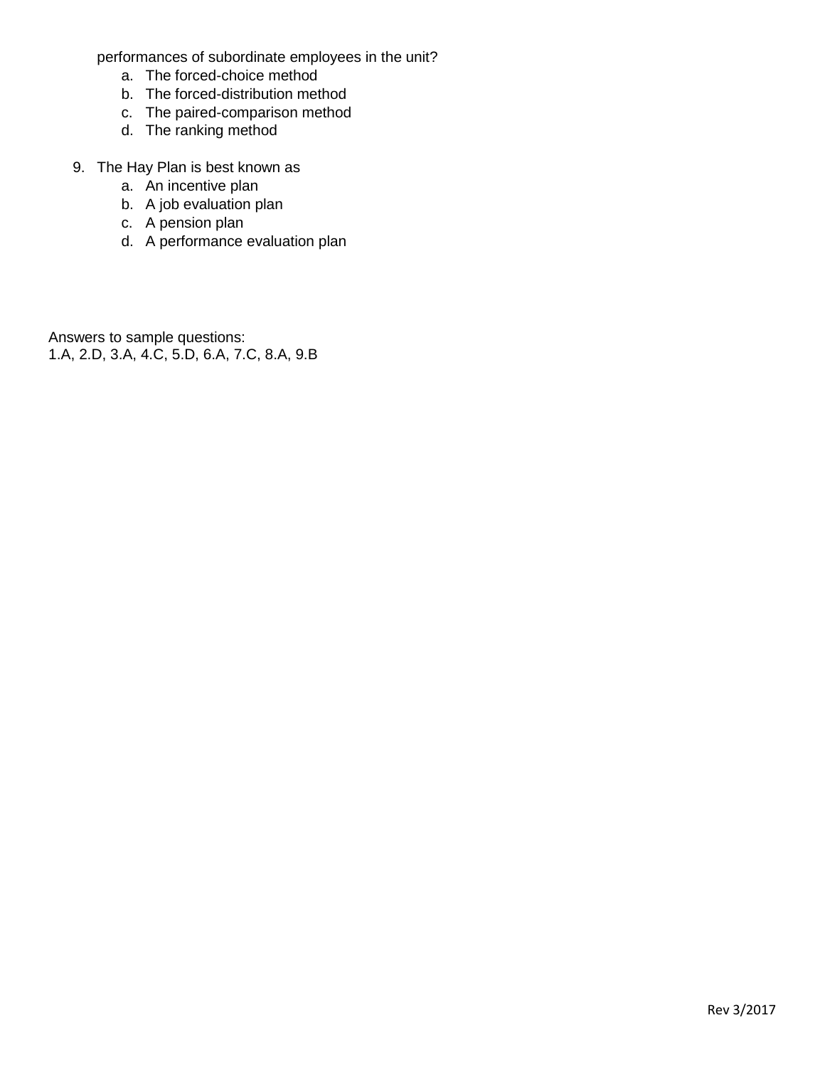performances of subordinate employees in the unit?

a. The forced-choice method
b. The forced-distribution method
c. The paired-comparison method
d. The ranking method

9. The Hay Plan is best known as
   a. An incentive plan
   b. A job evaluation plan
   c. A pension plan
   d. A performance evaluation plan

Answers to sample questions:
1.A, 2.D, 3.A, 4.C, 5.D, 6.A, 7.C, 8.A, 9.B

Rev 3/2017